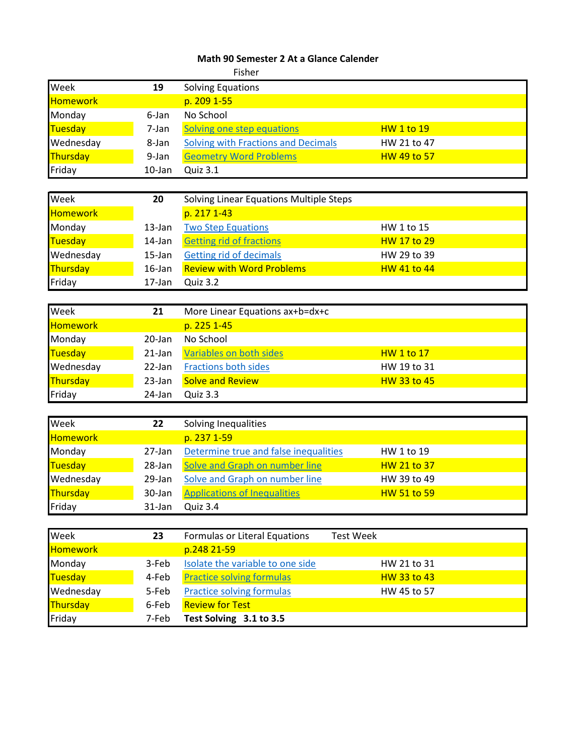# Math 90 Semester 2 At a Glance Calender

Fisher

| Week | 19 | Solving Equations | |
|---|---|---|---|
| Homework | | p. 209 1-55 | |
| Monday | 6-Jan | No School | |
| Tuesday | 7-Jan | Solving one step equations | HW 1 to 19 |
| Wednesday | 8-Jan | Solving with Fractions and Decimals | HW 21 to 47 |
| Thursday | 9-Jan | Geometry Word Problems | HW 49 to 57 |
| Friday | 10-Jan | Quiz 3.1 | |

| Week | 20 | Solving Linear Equations Multiple Steps | |
|---|---|---|---|
| Homework | | p. 217 1-43 | |
| Monday | 13-Jan | Two Step Equations | HW 1 to 15 |
| Tuesday | 14-Jan | Getting rid of fractions | HW 17 to 29 |
| Wednesday | 15-Jan | Getting rid of decimals | HW 29 to 39 |
| Thursday | 16-Jan | Review with Word Problems | HW 41 to 44 |
| Friday | 17-Jan | Quiz 3.2 | |

| Week | 21 | More Linear Equations ax+b=dx+c | |
|---|---|---|---|
| Homework | | p. 225 1-45 | |
| Monday | 20-Jan | No School | |
| Tuesday | 21-Jan | Variables on both sides | HW 1 to 17 |
| Wednesday | 22-Jan | Fractions both sides | HW 19 to 31 |
| Thursday | 23-Jan | Solve and Review | HW 33 to 45 |
| Friday | 24-Jan | Quiz 3.3 | |

| Week | 22 | Solving Inequalities | |
|---|---|---|---|
| Homework | | p. 237 1-59 | |
| Monday | 27-Jan | Determine true and false inequalities | HW 1 to 19 |
| Tuesday | 28-Jan | Solve and Graph on number line | HW 21 to 37 |
| Wednesday | 29-Jan | Solve and Graph on number line | HW 39 to 49 |
| Thursday | 30-Jan | Applications of Inequalities | HW 51 to 59 |
| Friday | 31-Jan | Quiz 3.4 | |

| Week | 23 | Formulas or Literal Equations Test Week | |
|---|---|---|---|
| Homework | | p.248 21-59 | |
| Monday | 3-Feb | Isolate the variable to one side | HW 21 to 31 |
| Tuesday | 4-Feb | Practice solving formulas | HW 33 to 43 |
| Wednesday | 5-Feb | Practice solving formulas | HW 45 to 57 |
| Thursday | 6-Feb | Review for Test | |
| Friday | 7-Feb | **Test Solving 3.1 to 3.5** | |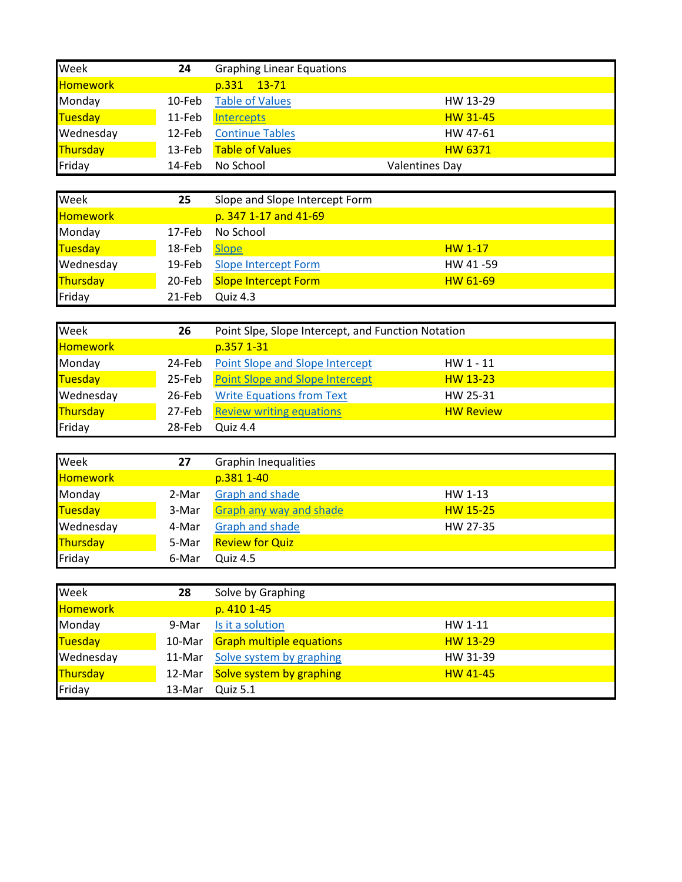| Week | 24 | Graphing Linear Equations | |
|---|---|---|---|
| Homework | | p.331 13-71 | |
| Monday | 10-Feb | Table of Values | HW 13-29 |
| Tuesday | 11-Feb | Intercepts | HW 31-45 |
| Wednesday | 12-Feb | Continue Tables | HW 47-61 |
| Thursday | 13-Feb | Table of Values | HW 6371 |
| Friday | 14-Feb | No School | Valentines Day |

| Week | 25 | Slope and Slope Intercept Form | |
|---|---|---|---|
| Homework | | p. 347 1-17 and 41-69 | |
| Monday | 17-Feb | No School | |
| Tuesday | 18-Feb | Slope | HW 1-17 |
| Wednesday | 19-Feb | Slope Intercept Form | HW 41 -59 |
| Thursday | 20-Feb | Slope Intercept Form | HW 61-69 |
| Friday | 21-Feb | Quiz 4.3 | |

| Week | 26 | Point Slpe, Slope Intercept, and Function Notation | |
|---|---|---|---|
| Homework | | p.357 1-31 | |
| Monday | 24-Feb | Point Slope and Slope Intercept | HW 1 - 11 |
| Tuesday | 25-Feb | Point Slope and Slope Intercept | HW 13-23 |
| Wednesday | 26-Feb | Write Equations from Text | HW 25-31 |
| Thursday | 27-Feb | Review writing equations | HW Review |
| Friday | 28-Feb | Quiz 4.4 | |

| Week | 27 | Graphin Inequalities | |
|---|---|---|---|
| Homework | | p.381 1-40 | |
| Monday | 2-Mar | Graph and shade | HW 1-13 |
| Tuesday | 3-Mar | Graph any way and shade | HW 15-25 |
| Wednesday | 4-Mar | Graph and shade | HW 27-35 |
| Thursday | 5-Mar | Review for Quiz | |
| Friday | 6-Mar | Quiz 4.5 | |

| Week | 28 | Solve by Graphing | |
|---|---|---|---|
| Homework | | p. 410 1-45 | |
| Monday | 9-Mar | Is it a solution | HW 1-11 |
| Tuesday | 10-Mar | Graph multiple equations | HW 13-29 |
| Wednesday | 11-Mar | Solve system by graphing | HW 31-39 |
| Thursday | 12-Mar | Solve system by graphing | HW 41-45 |
| Friday | 13-Mar | Quiz 5.1 | |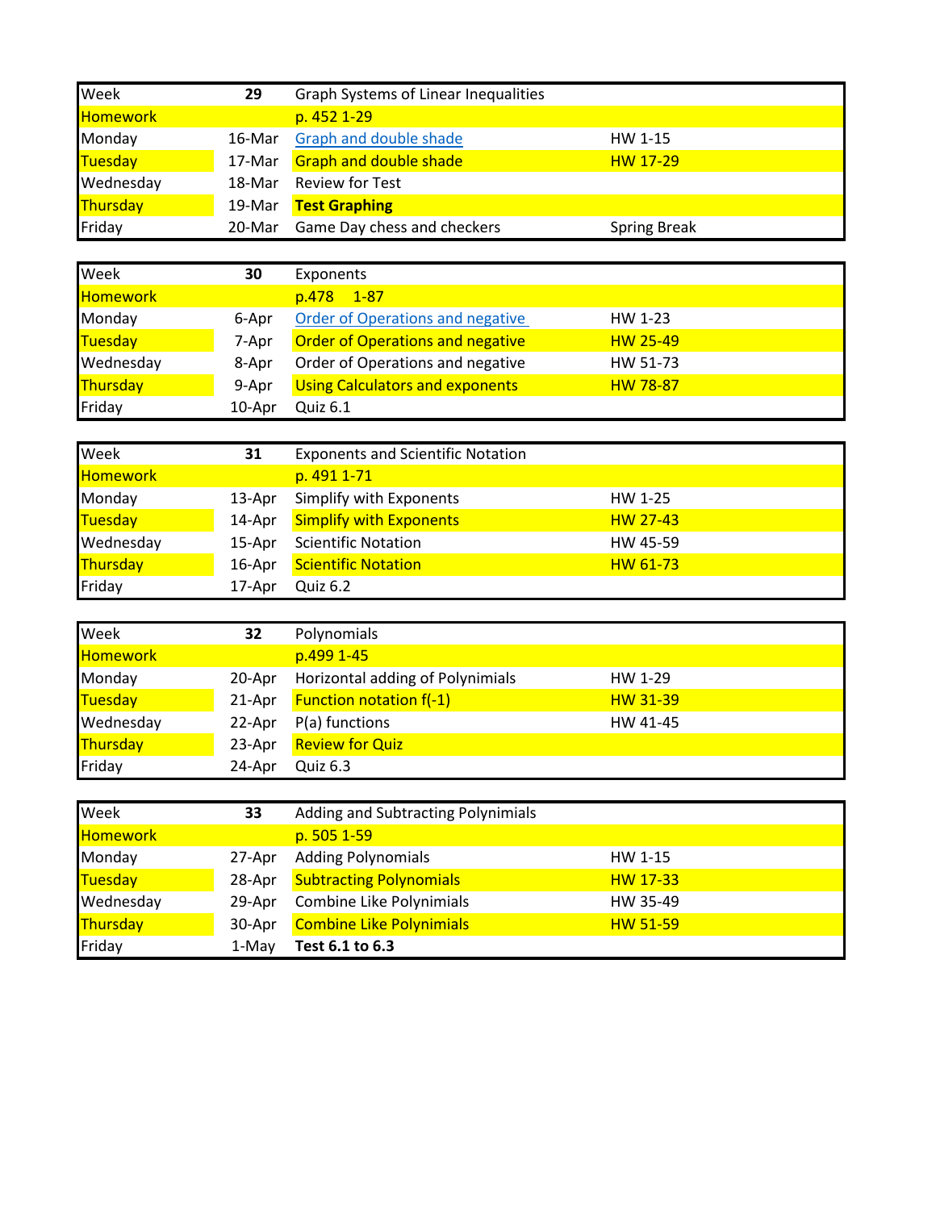| Week | 29 | Graph Systems of Linear Inequalities | |
|---|---|---|---|
| Homework | | p. 452 1-29 | |
| Monday | 16-Mar | Graph and double shade | HW 1-15 |
| Tuesday | 17-Mar | Graph and double shade | HW 17-29 |
| Wednesday | 18-Mar | Review for Test | |
| Thursday | 19-Mar | **Test Graphing** | |
| Friday | 20-Mar | Game Day chess and checkers | Spring Break |

| Week | 30 | Exponents | |
|---|---|---|---|
| Homework | | p.478 1-87 | |
| Monday | 6-Apr | Order of Operations and negative | HW 1-23 |
| Tuesday | 7-Apr | Order of Operations and negative | HW 25-49 |
| Wednesday | 8-Apr | Order of Operations and negative | HW 51-73 |
| Thursday | 9-Apr | Using Calculators and exponents | HW 78-87 |
| Friday | 10-Apr | Quiz 6.1 | |

| Week | 31 | Exponents and Scientific Notation | |
|---|---|---|---|
| Homework | | p. 491 1-71 | |
| Monday | 13-Apr | Simplify with Exponents | HW 1-25 |
| Tuesday | 14-Apr | Simplify with Exponents | HW 27-43 |
| Wednesday | 15-Apr | Scientific Notation | HW 45-59 |
| Thursday | 16-Apr | Scientific Notation | HW 61-73 |
| Friday | 17-Apr | Quiz 6.2 | |

| Week | 32 | Polynomials | |
|---|---|---|---|
| Homework | | p.499 1-45 | |
| Monday | 20-Apr | Horizontal adding of Polynimials | HW 1-29 |
| Tuesday | 21-Apr | Function notation f(-1) | HW 31-39 |
| Wednesday | 22-Apr | P(a) functions | HW 41-45 |
| Thursday | 23-Apr | Review for Quiz | |
| Friday | 24-Apr | Quiz 6.3 | |

| Week | 33 | Adding and Subtracting Polynimials | |
|---|---|---|---|
| Homework | | p. 505 1-59 | |
| Monday | 27-Apr | Adding Polynomials | HW 1-15 |
| Tuesday | 28-Apr | Subtracting Polynomials | HW 17-33 |
| Wednesday | 29-Apr | Combine Like Polynimials | HW 35-49 |
| Thursday | 30-Apr | Combine Like Polynimials | HW 51-59 |
| Friday | 1-May | **Test 6.1 to 6.3** | |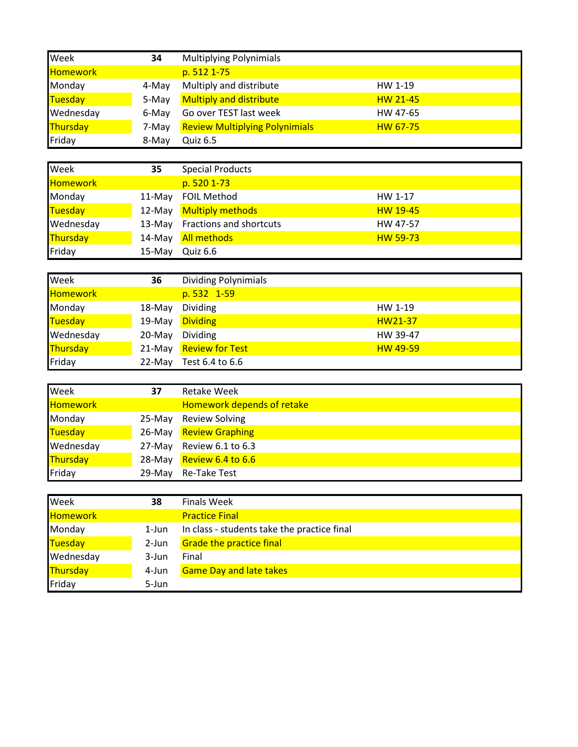| | | | |
|---|---|---|---|
| Week | **34** | Multiplying Polynimials | |
| Homework | | p. 512 1-75 | |
| Monday | 4-May | Multiply and distribute | HW 1-19 |
| Tuesday | 5-May | Multiply and distribute | HW 21-45 |
| Wednesday | 6-May | Go over TEST last week | HW 47-65 |
| Thursday | 7-May | Review Multiplying Polynimials | HW 67-75 |
| Friday | 8-May | Quiz 6.5 | |

| | | | |
|---|---|---|---|
| Week | **35** | Special Products | |
| Homework | | p. 520 1-73 | |
| Monday | 11-May | FOIL Method | HW 1-17 |
| Tuesday | 12-May | Multiply methods | HW 19-45 |
| Wednesday | 13-May | Fractions and shortcuts | HW 47-57 |
| Thursday | 14-May | All methods | HW 59-73 |
| Friday | 15-May | Quiz 6.6 | |

| | | | |
|---|---|---|---|
| Week | **36** | Dividing Polynimials | |
| Homework | | p. 532 1-59 | |
| Monday | 18-May | Dividing | HW 1-19 |
| Tuesday | 19-May | Dividing | HW21-37 |
| Wednesday | 20-May | Dividing | HW 39-47 |
| Thursday | 21-May | Review for Test | HW 49-59 |
| Friday | 22-May | Test 6.4 to 6.6 | |

| | | | |
|---|---|---|---|
| Week | **37** | Retake Week | |
| Homework | | Homework depends of retake | |
| Monday | 25-May | Review Solving | |
| Tuesday | 26-May | Review Graphing | |
| Wednesday | 27-May | Review 6.1 to 6.3 | |
| Thursday | 28-May | Review 6.4 to 6.6 | |
| Friday | 29-May | Re-Take Test | |

| | | | |
|---|---|---|---|
| Week | **38** | Finals Week | |
| Homework | | Practice Final | |
| Monday | 1-Jun | In class - students take the practice final | |
| Tuesday | 2-Jun | Grade the practice final | |
| Wednesday | 3-Jun | Final | |
| Thursday | 4-Jun | Game Day and late takes | |
| Friday | 5-Jun | | |